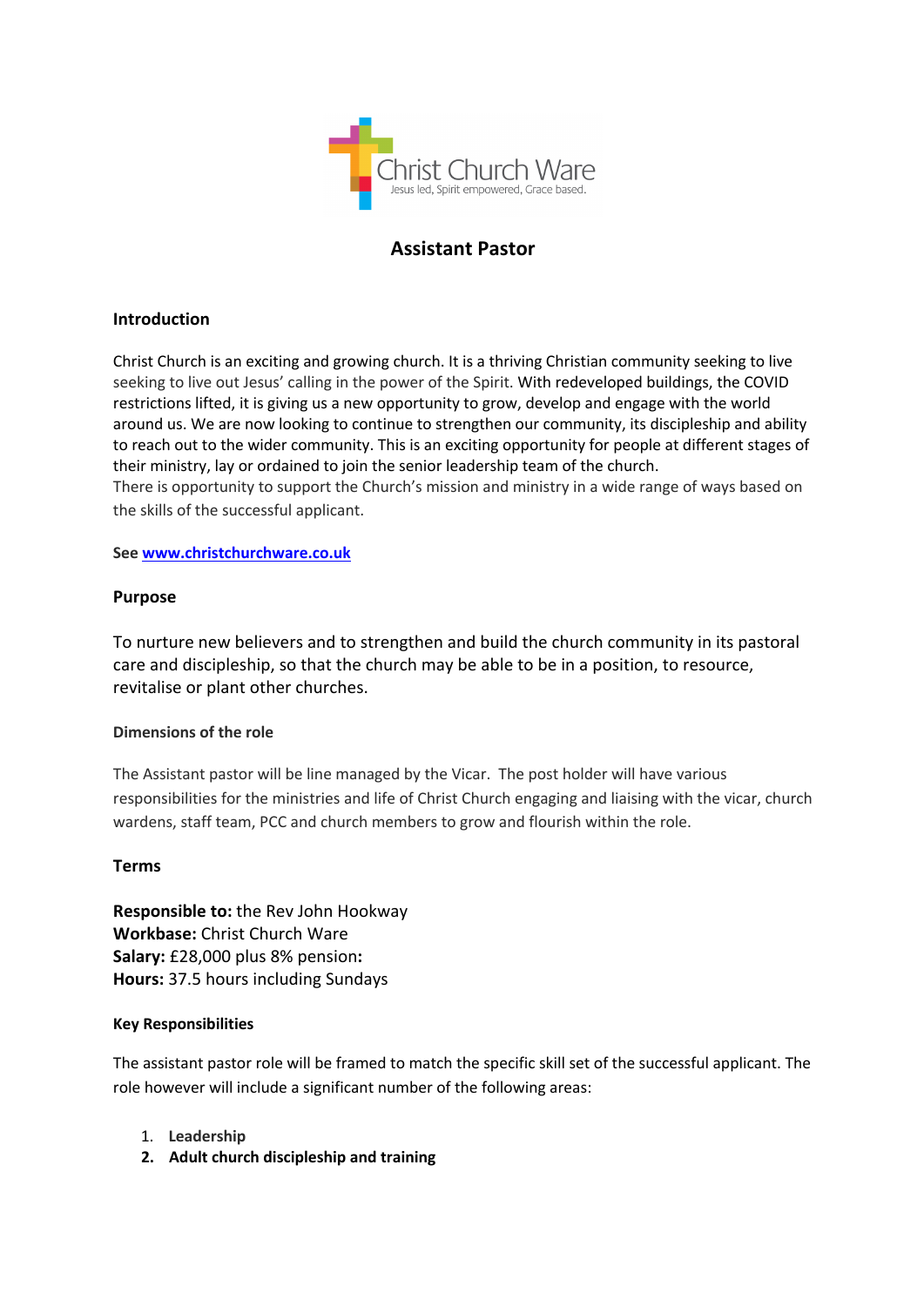Christ Church Ware

Jesus led, Spirit empowered, Grace based.

# Assistant Pastor

## Introduction

Christ Church is an exciting and growing church. It is a thriving Christian community seeking to live seeking to live out Jesus' calling in the power of the Spirit. With redeveloped buildings, the COVID restrictions lifted, it is giving us a new opportunity to grow, develop and engage with the world around us. We are now looking to continue to strengthen our community, its discipleship and ability to reach out to the wider community. This is an exciting opportunity for people at different stages of their ministry, lay or ordained to join the senior leadership team of the church.
There is opportunity to support the Church's mission and ministry in a wide range of ways based on the skills of the successful applicant.

**See [www.christchurchware.co.uk](http://www.christchurchware.co.uk)**

## Purpose

To nurture new believers and to strengthen and build the church community in its pastoral care and discipleship, so that the church may be able to be in a position, to resource, revitalise or plant other churches.

### Dimensions of the role

The Assistant pastor will be line managed by the Vicar. The post holder will have various responsibilities for the ministries and life of Christ Church engaging and liaising with the vicar, church wardens, staff team, PCC and church members to grow and flourish within the role.

## Terms

**Responsible to:** the Rev John Hookway
**Workbase:** Christ Church Ware
**Salary:** £28,000 plus 8% pension**:**
**Hours:** 37.5 hours including Sundays

### Key Responsibilities

The assistant pastor role will be framed to match the specific skill set of the successful applicant. The role however will include a significant number of the following areas:

1. **Leadership**
2. **Adult church discipleship and training**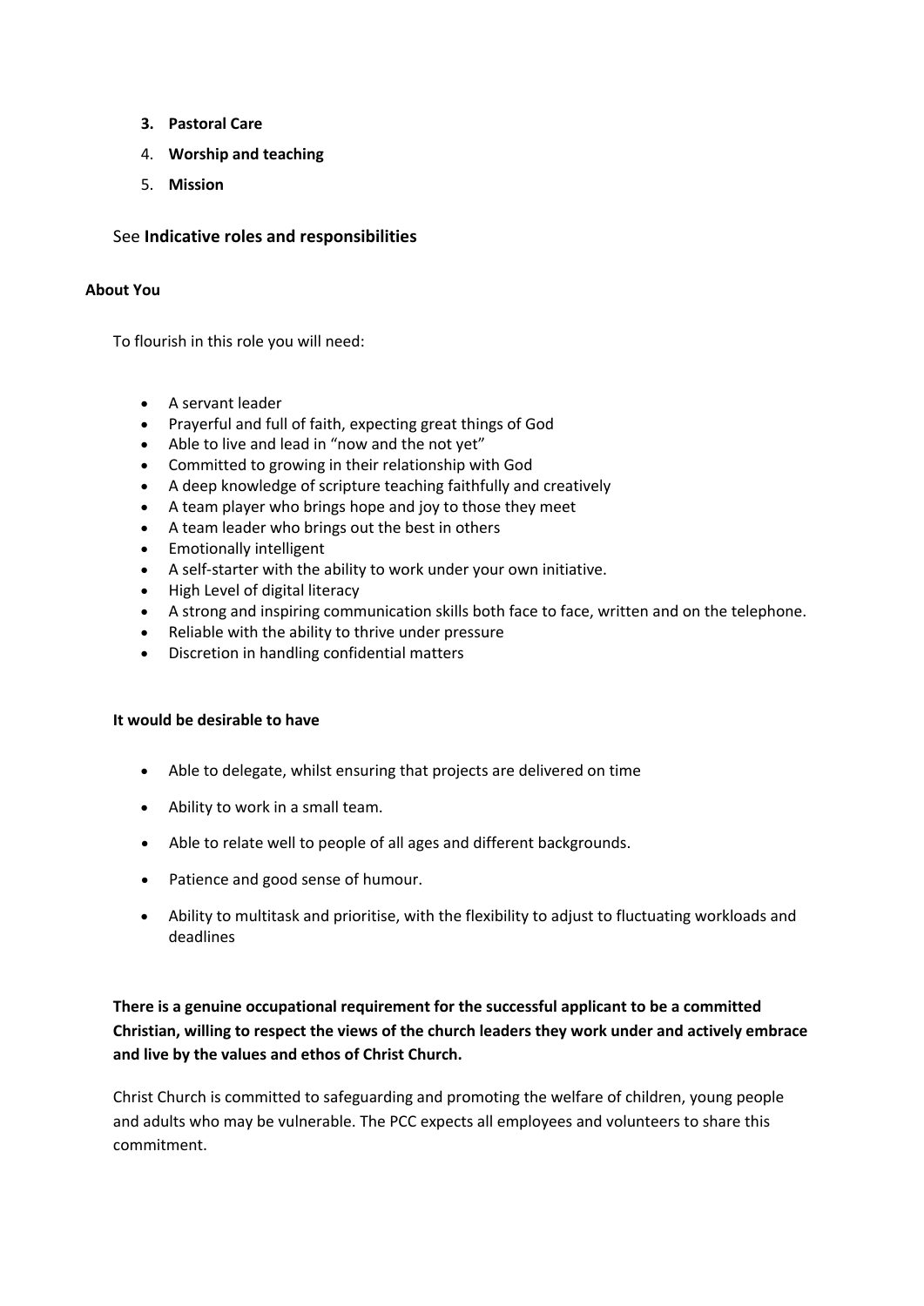3. **Pastoral Care**
4. **Worship and teaching**
5. **Mission**

See **Indicative roles and responsibilities**

**About You**

To flourish in this role you will need:

- A servant leader
- Prayerful and full of faith, expecting great things of God
- Able to live and lead in "now and the not yet"
- Committed to growing in their relationship with God
- A deep knowledge of scripture teaching faithfully and creatively
- A team player who brings hope and joy to those they meet
- A team leader who brings out the best in others
- Emotionally intelligent
- A self-starter with the ability to work under your own initiative.
- High Level of digital literacy
- A strong and inspiring communication skills both face to face, written and on the telephone.
- Reliable with the ability to thrive under pressure
- Discretion in handling confidential matters

**It would be desirable to have**

- Able to delegate, whilst ensuring that projects are delivered on time
- Ability to work in a small team.
- Able to relate well to people of all ages and different backgrounds.
- Patience and good sense of humour.
- Ability to multitask and prioritise, with the flexibility to adjust to fluctuating workloads and deadlines

**There is a genuine occupational requirement for the successful applicant to be a committed Christian, willing to respect the views of the church leaders they work under and actively embrace and live by the values and ethos of Christ Church.**

Christ Church is committed to safeguarding and promoting the welfare of children, young people and adults who may be vulnerable. The PCC expects all employees and volunteers to share this commitment.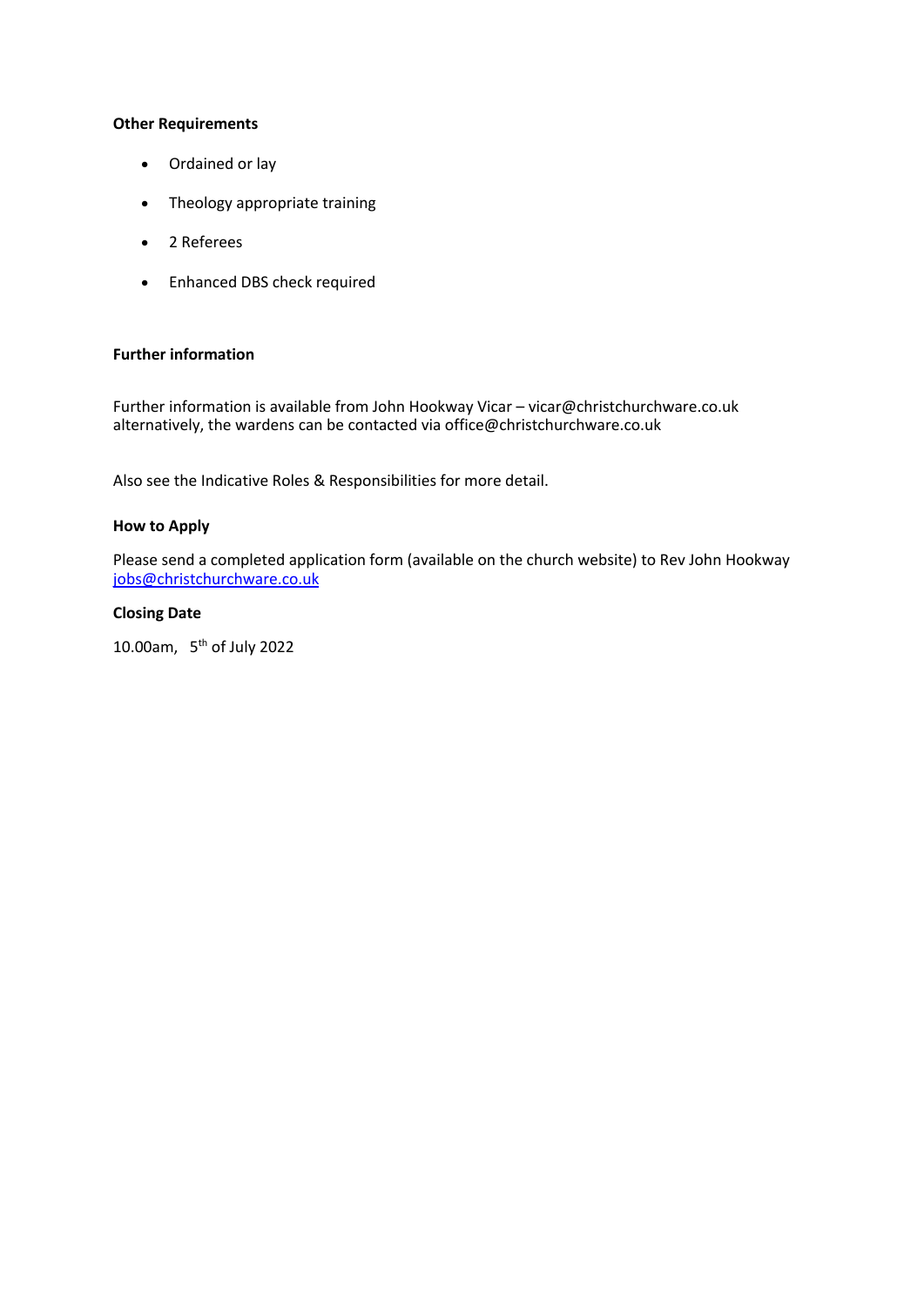**Other Requirements**

- Ordained or lay
- Theology appropriate training
- 2 Referees
- Enhanced DBS check required

**Further information**

Further information is available from John Hookway Vicar – vicar@christchurchware.co.uk alternatively, the wardens can be contacted via office@christchurchware.co.uk

Also see the Indicative Roles & Responsibilities for more detail.

**How to Apply**

Please send a completed application form (available on the church website) to Rev John Hookway jobs@christchurchware.co.uk

**Closing Date**

10.00am, 5th of July 2022